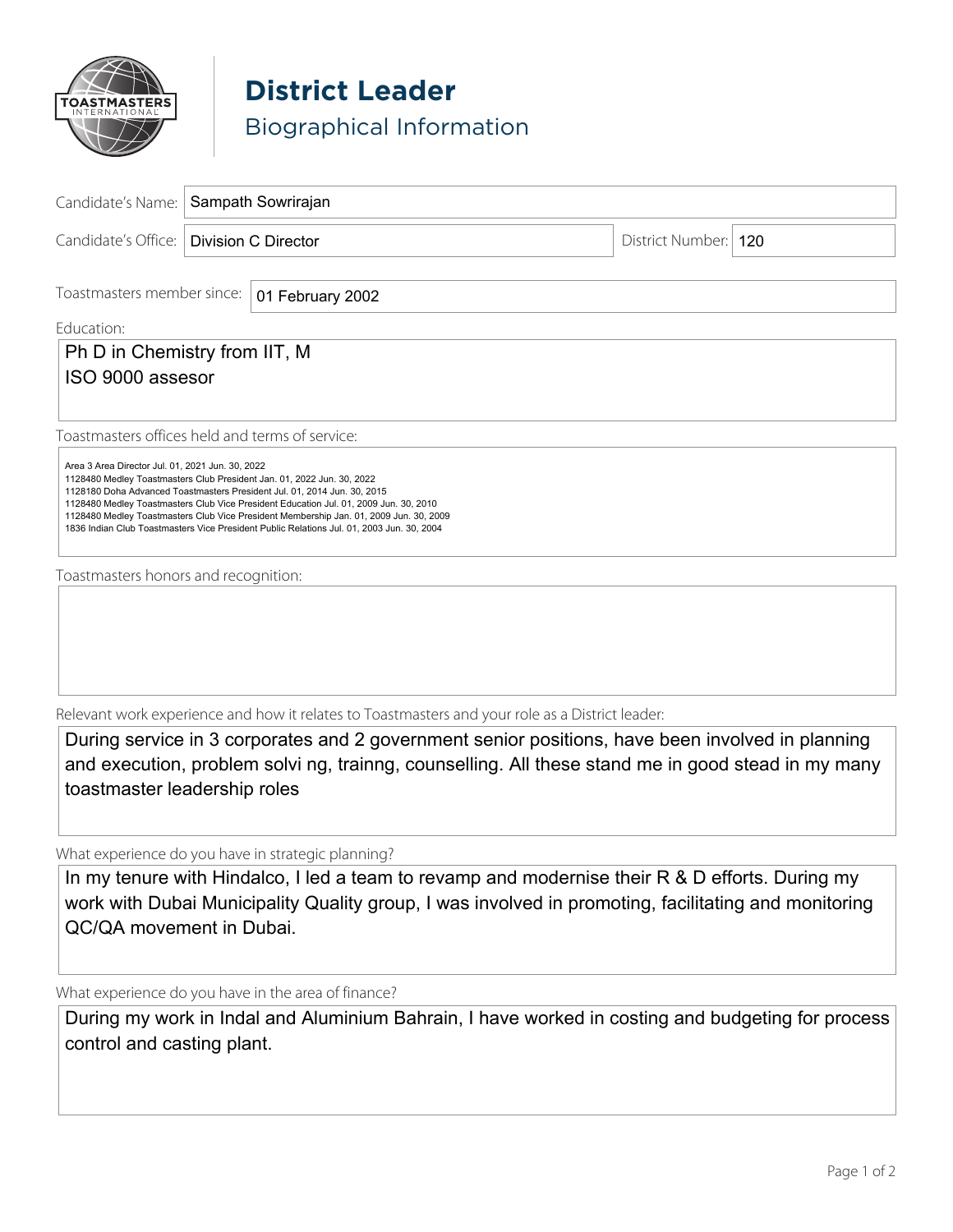# District Leader

## Biographical Information

**Candidate's Name:** Sampath Sowrirajan

**Candidate's Office:** Division C Director

**District Number:** 120

**Toastmasters member since:** 01 February 2002

**Education:**

Ph D in Chemistry from IIT, M
ISO 9000 assesor

**Toastmasters offices held and terms of service:**

Area 3 Area Director Jul. 01, 2021 Jun. 30, 2022
1128480 Medley Toastmasters Club President Jan. 01, 2022 Jun. 30, 2022
1128180 Doha Advanced Toastmasters President Jul. 01, 2014 Jun. 30, 2015
1128480 Medley Toastmasters Club Vice President Education Jul. 01, 2009 Jun. 30, 2010
1128480 Medley Toastmasters Club Vice President Membership Jan. 01, 2009 Jun. 30, 2009
1836 Indian Club Toastmasters Vice President Public Relations Jul. 01, 2003 Jun. 30, 2004

**Toastmasters honors and recognition:**

**Relevant work experience and how it relates to Toastmasters and your role as a District leader:**

During service in 3 corporates and 2 government senior positions, have been involved in planning and execution, problem solvi ng, trainng, counselling. All these stand me in good stead in my many toastmaster leadership roles

**What experience do you have in strategic planning?**

In my tenure with Hindalco, I led a team to revamp and modernise their R & D efforts. During my work with Dubai Municipality Quality group, I was involved in promoting, facilitating and monitoring QC/QA movement in Dubai.

**What experience do you have in the area of finance?**

During my work in Indal and Aluminium Bahrain, I have worked in costing and budgeting for process control and casting plant.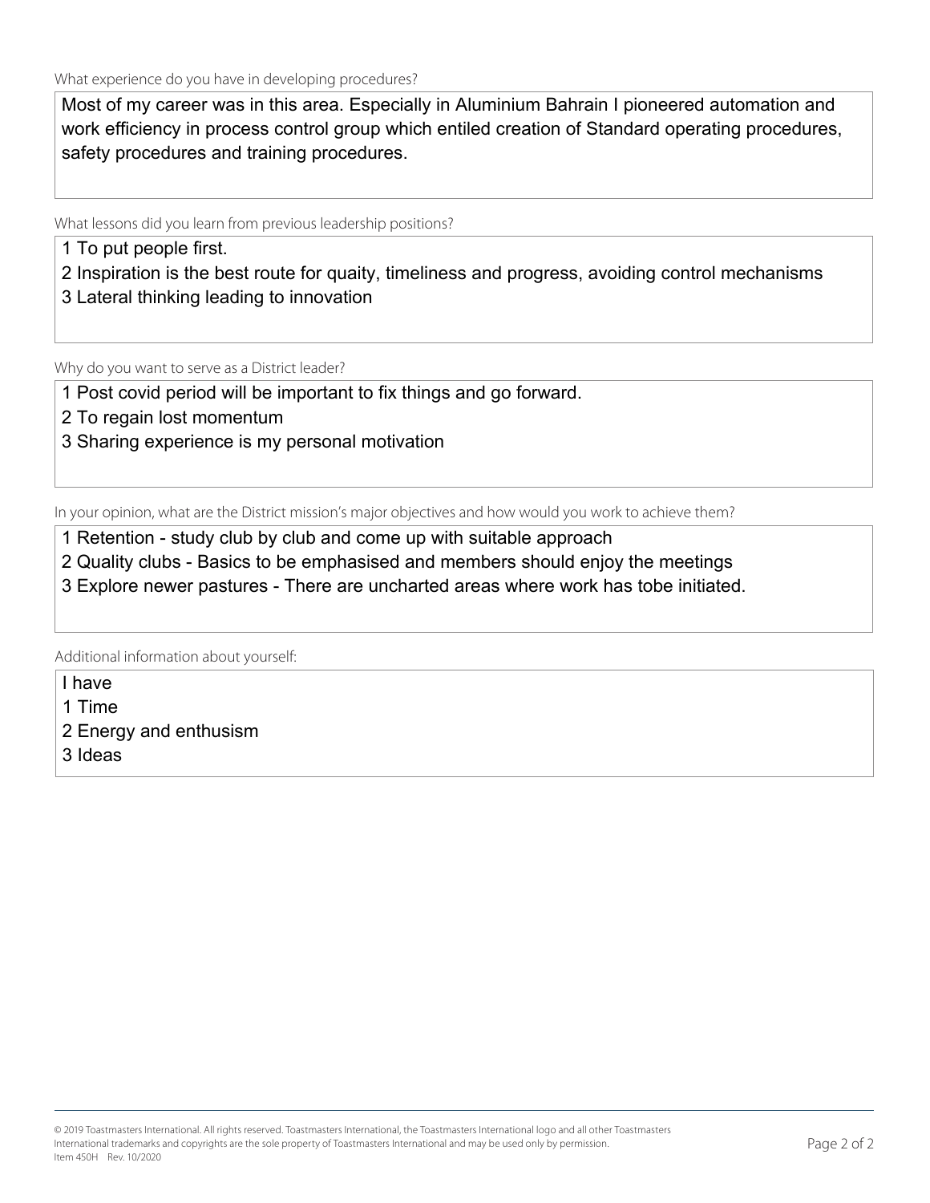What experience do you have in developing procedures?

Most of my career was in this area. Especially in Aluminium Bahrain I pioneered automation and work efficiency in process control group which entiled creation of Standard operating procedures, safety procedures and training procedures.

What lessons did you learn from previous leadership positions?

1 To put people first.
2 Inspiration is the best route for quaity, timeliness and progress, avoiding control mechanisms
3 Lateral thinking leading to innovation

Why do you want to serve as a District leader?

1 Post covid period will be important to fix things and go forward.
2 To regain lost momentum
3 Sharing experience is my personal motivation

In your opinion, what are the District mission's major objectives and how would you work to achieve them?

1 Retention - study club by club and come up with suitable approach
2 Quality clubs - Basics to be emphasised and members should enjoy the meetings
3 Explore newer pastures - There are uncharted areas where work has tobe initiated.

Additional information about yourself:

I have
1 Time
2 Energy and enthusism
3 Ideas

© 2019 Toastmasters International. All rights reserved. Toastmasters International, the Toastmasters International logo and all other Toastmasters International trademarks and copyrights are the sole property of Toastmasters International and may be used only by permission.
Item 450H Rev. 10/2020